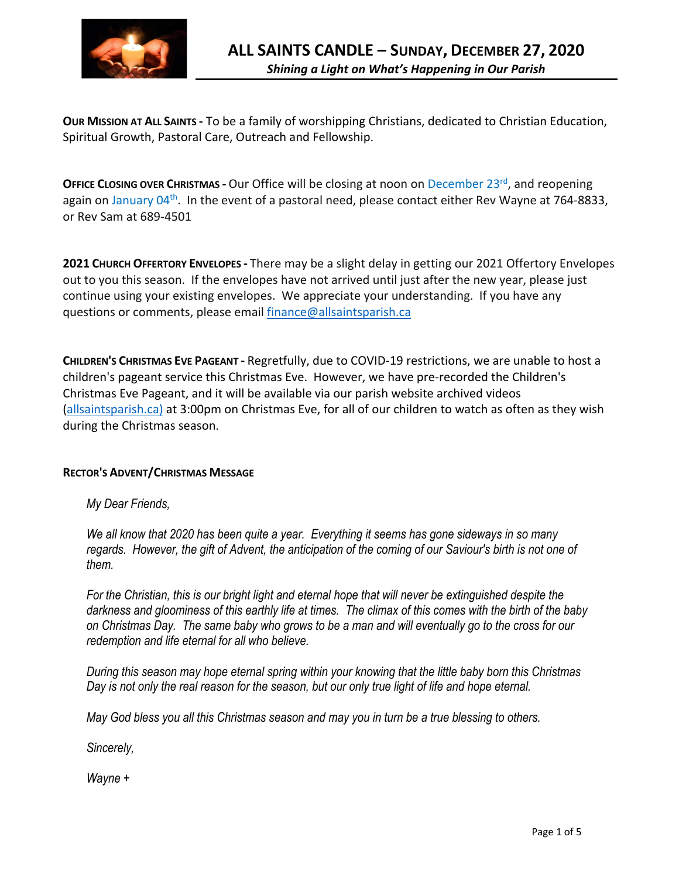# ALL SAINTS CANDLE – SUNDAY, DECEMBER 27, 2020

***Shining a Light on What's Happening in Our Parish***

**OUR MISSION AT ALL SAINTS -** To be a family of worshipping Christians, dedicated to Christian Education, Spiritual Growth, Pastoral Care, Outreach and Fellowship.

**OFFICE CLOSING OVER CHRISTMAS -** Our Office will be closing at noon on December 23rd, and reopening again on January 04th. In the event of a pastoral need, please contact either Rev Wayne at 764-8833, or Rev Sam at 689-4501

**2021 CHURCH OFFERTORY ENVELOPES -** There may be a slight delay in getting our 2021 Offertory Envelopes out to you this season. If the envelopes have not arrived until just after the new year, please just continue using your existing envelopes. We appreciate your understanding. If you have any questions or comments, please email finance@allsaintsparish.ca

**CHILDREN'S CHRISTMAS EVE PAGEANT -** Regretfully, due to COVID-19 restrictions, we are unable to host a children's pageant service this Christmas Eve. However, we have pre-recorded the Children's Christmas Eve Pageant, and it will be available via our parish website archived videos (allsaintsparish.ca) at 3:00pm on Christmas Eve, for all of our children to watch as often as they wish during the Christmas season.

**RECTOR'S ADVENT/CHRISTMAS MESSAGE**

*My Dear Friends,*

*We all know that 2020 has been quite a year. Everything it seems has gone sideways in so many regards. However, the gift of Advent, the anticipation of the coming of our Saviour's birth is not one of them.*

*For the Christian, this is our bright light and eternal hope that will never be extinguished despite the darkness and gloominess of this earthly life at times. The climax of this comes with the birth of the baby on Christmas Day. The same baby who grows to be a man and will eventually go to the cross for our redemption and life eternal for all who believe.*

*During this season may hope eternal spring within your knowing that the little baby born this Christmas Day is not only the real reason for the season, but our only true light of life and hope eternal.*

*May God bless you all this Christmas season and may you in turn be a true blessing to others.*

*Sincerely,*

*Wayne +*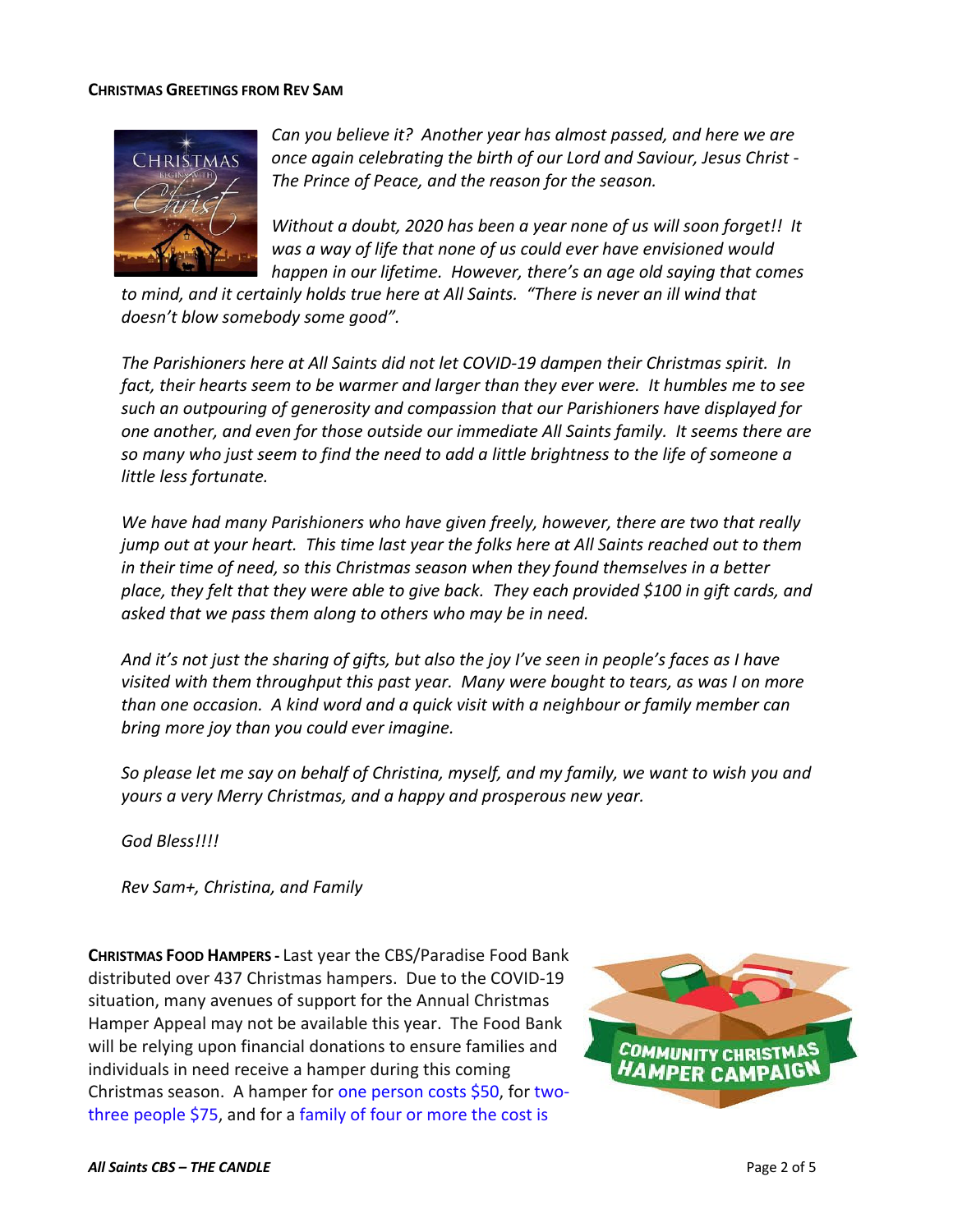**CHRISTMAS GREETINGS FROM REV SAM**

*Can you believe it? Another year has almost passed, and here we are once again celebrating the birth of our Lord and Saviour, Jesus Christ - The Prince of Peace, and the reason for the season.*

*Without a doubt, 2020 has been a year none of us will soon forget!! It was a way of life that none of us could ever have envisioned would happen in our lifetime. However, there's an age old saying that comes to mind, and it certainly holds true here at All Saints. "There is never an ill wind that doesn't blow somebody some good".*

*The Parishioners here at All Saints did not let COVID-19 dampen their Christmas spirit. In fact, their hearts seem to be warmer and larger than they ever were. It humbles me to see such an outpouring of generosity and compassion that our Parishioners have displayed for one another, and even for those outside our immediate All Saints family. It seems there are so many who just seem to find the need to add a little brightness to the life of someone a little less fortunate.*

*We have had many Parishioners who have given freely, however, there are two that really jump out at your heart. This time last year the folks here at All Saints reached out to them in their time of need, so this Christmas season when they found themselves in a better place, they felt that they were able to give back. They each provided $100 in gift cards, and asked that we pass them along to others who may be in need.*

*And it's not just the sharing of gifts, but also the joy I've seen in people's faces as I have visited with them throughput this past year. Many were bought to tears, as was I on more than one occasion. A kind word and a quick visit with a neighbour or family member can bring more joy than you could ever imagine.*

*So please let me say on behalf of Christina, myself, and my family, we want to wish you and yours a very Merry Christmas, and a happy and prosperous new year.*

*God Bless!!!!*

*Rev Sam+, Christina, and Family*

**CHRISTMAS FOOD HAMPERS -** Last year the CBS/Paradise Food Bank distributed over 437 Christmas hampers. Due to the COVID-19 situation, many avenues of support for the Annual Christmas Hamper Appeal may not be available this year. The Food Bank will be relying upon financial donations to ensure families and individuals in need receive a hamper during this coming Christmas season. A hamper for one person costs $50, for two-three people $75, and for a family of four or more the cost is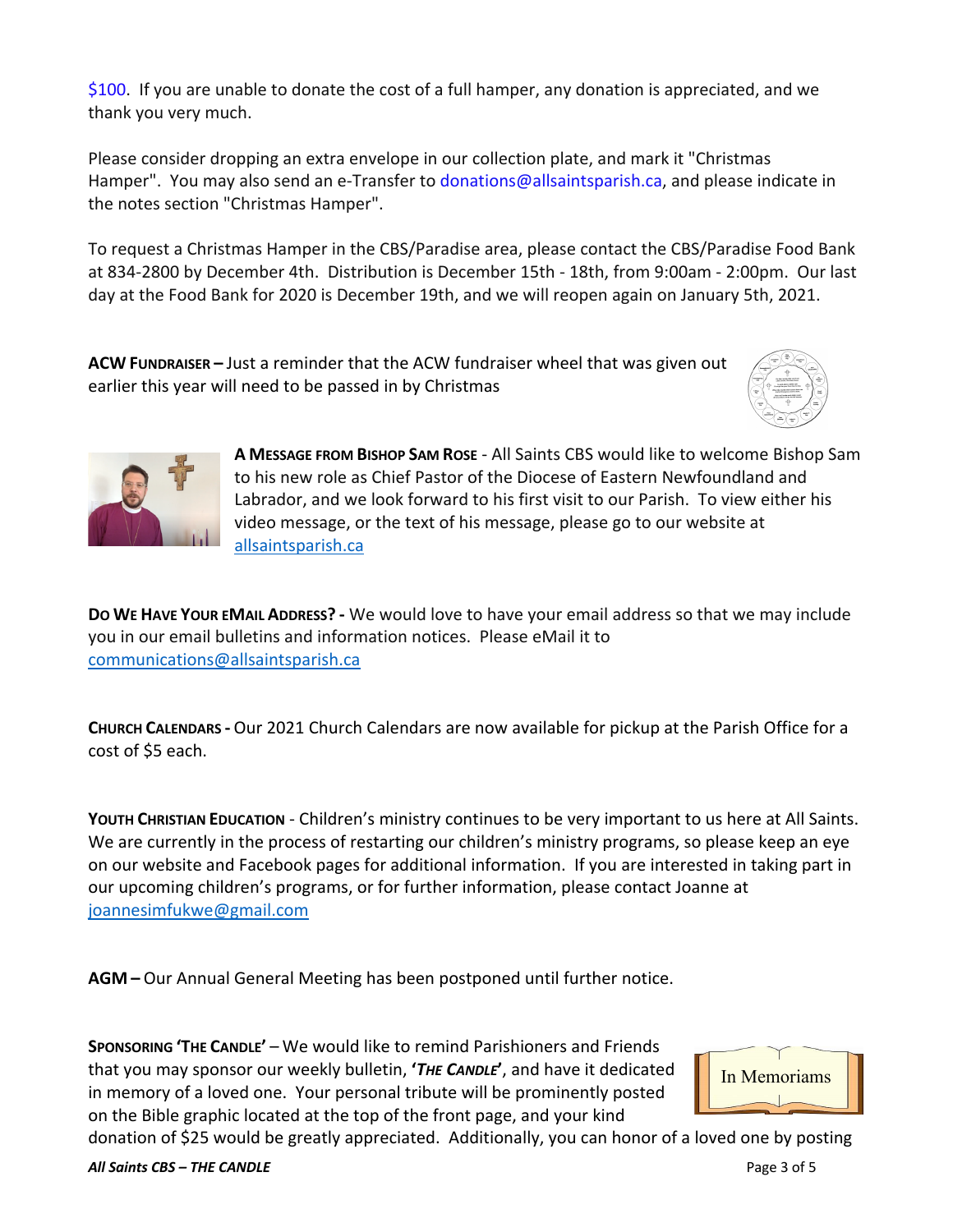$100. If you are unable to donate the cost of a full hamper, any donation is appreciated, and we thank you very much.

Please consider dropping an extra envelope in our collection plate, and mark it "Christmas Hamper". You may also send an e-Transfer to donations@allsaintsparish.ca, and please indicate in the notes section "Christmas Hamper".

To request a Christmas Hamper in the CBS/Paradise area, please contact the CBS/Paradise Food Bank at 834-2800 by December 4th. Distribution is December 15th - 18th, from 9:00am - 2:00pm. Our last day at the Food Bank for 2020 is December 19th, and we will reopen again on January 5th, 2021.

**ACW FUNDRAISER –** Just a reminder that the ACW fundraiser wheel that was given out earlier this year will need to be passed in by Christmas

**A MESSAGE FROM BISHOP SAM ROSE** - All Saints CBS would like to welcome Bishop Sam to his new role as Chief Pastor of the Diocese of Eastern Newfoundland and Labrador, and we look forward to his first visit to our Parish. To view either his video message, or the text of his message, please go to our website at allsaintsparish.ca

**DO WE HAVE YOUR EMAIL ADDRESS? -** We would love to have your email address so that we may include you in our email bulletins and information notices. Please eMail it to communications@allsaintsparish.ca

**CHURCH CALENDARS -** Our 2021 Church Calendars are now available for pickup at the Parish Office for a cost of $5 each.

**YOUTH CHRISTIAN EDUCATION** - Children's ministry continues to be very important to us here at All Saints. We are currently in the process of restarting our children's ministry programs, so please keep an eye on our website and Facebook pages for additional information. If you are interested in taking part in our upcoming children's programs, or for further information, please contact Joanne at joannesimfukwe@gmail.com

**AGM –** Our Annual General Meeting has been postponed until further notice.

**SPONSORING 'THE CANDLE' –** We would like to remind Parishioners and Friends that you may sponsor our weekly bulletin, ***'THE CANDLE'***, and have it dedicated in memory of a loved one. Your personal tribute will be prominently posted on the Bible graphic located at the top of the front page, and your kind donation of $25 would be greatly appreciated. Additionally, you can honor of a loved one by posting

In Memoriams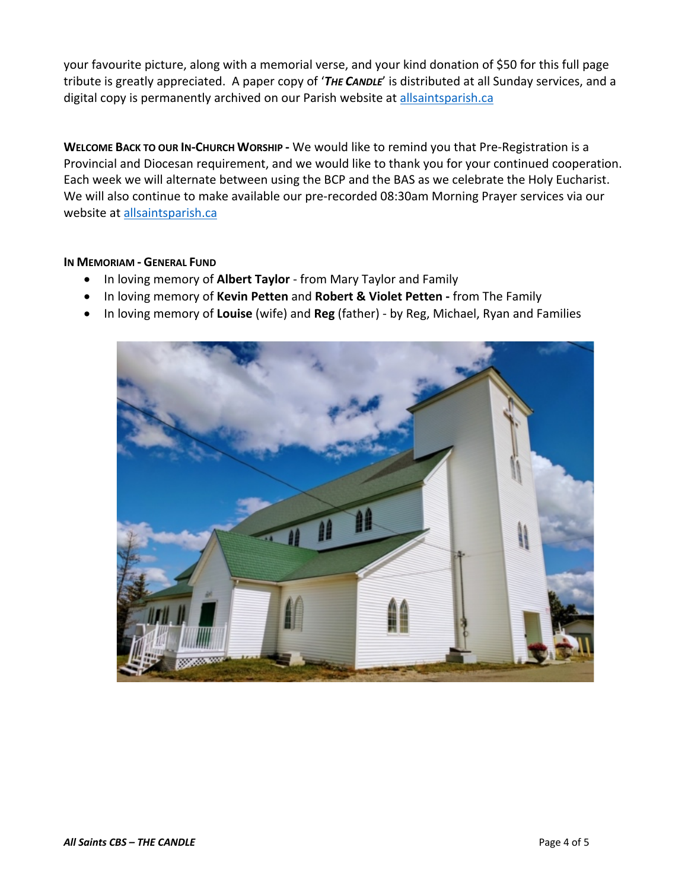your favourite picture, along with a memorial verse, and your kind donation of $50 for this full page tribute is greatly appreciated. A paper copy of '***THE CANDLE***' is distributed at all Sunday services, and a digital copy is permanently archived on our Parish website at [allsaintsparish.ca](allsaintsparish.ca)

**WELCOME BACK TO OUR IN-CHURCH WORSHIP -** We would like to remind you that Pre-Registration is a Provincial and Diocesan requirement, and we would like to thank you for your continued cooperation. Each week we will alternate between using the BCP and the BAS as we celebrate the Holy Eucharist. We will also continue to make available our pre-recorded 08:30am Morning Prayer services via our website at [allsaintsparish.ca](allsaintsparish.ca)

**IN MEMORIAM - GENERAL FUND**

- In loving memory of **Albert Taylor** - from Mary Taylor and Family
- In loving memory of **Kevin Petten** and **Robert & Violet Petten -** from The Family
- In loving memory of **Louise** (wife) and **Reg** (father) - by Reg, Michael, Ryan and Families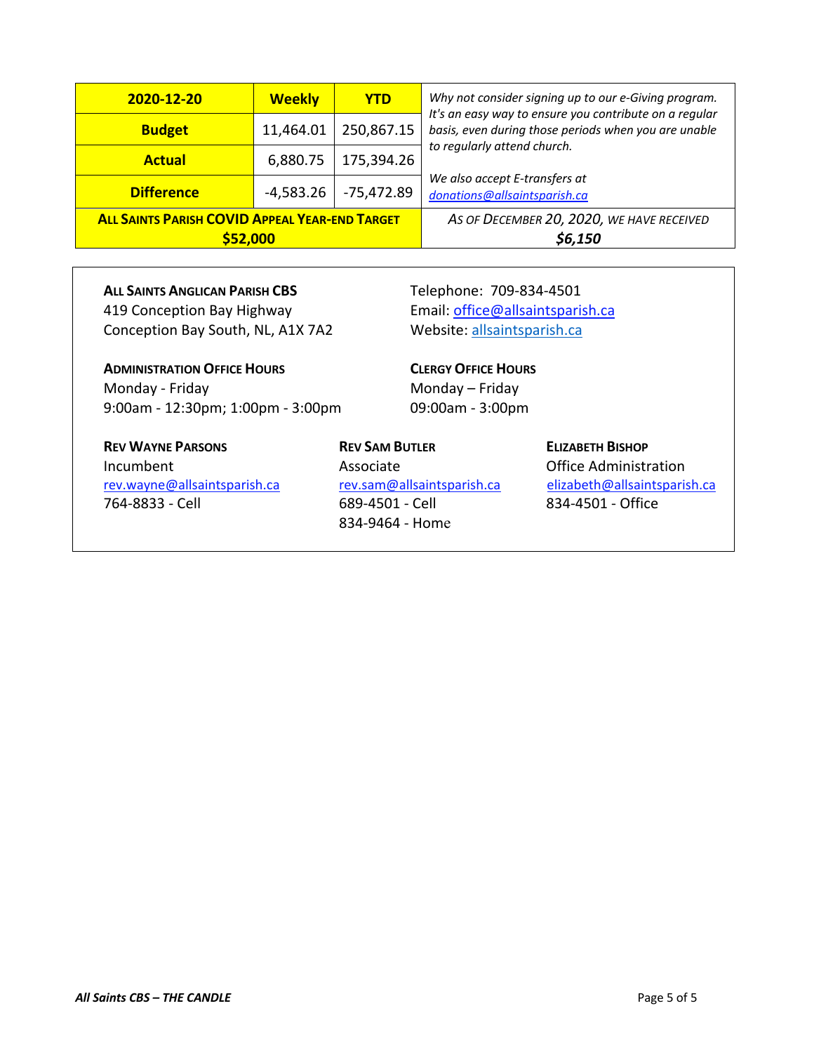| 2020-12-20 | Weekly | YTD |
|---|---|---|
| **Budget** | 11,464.01 | 250,867.15 |
| **Actual** | 6,880.75 | 175,394.26 |
| **Difference** | -4,583.26 | -75,472.89 |

*Why not consider signing up to our e-Giving program. It's an easy way to ensure you contribute on a regular basis, even during those periods when you are unable to regularly attend church.*

*We also accept E-transfers at donations@allsaintsparish.ca*

**ALL SAINTS PARISH COVID APPEAL YEAR-END TARGET**
**$52,000**

*AS OF DECEMBER 20, 2020, WE HAVE RECEIVED*
***$6,150***

**ALL SAINTS ANGLICAN PARISH CBS**
419 Conception Bay Highway
Conception Bay South, NL, A1X 7A2

Telephone: 709-834-4501
Email: office@allsaintsparish.ca
Website: allsaintsparish.ca

**ADMINISTRATION OFFICE HOURS**
Monday - Friday
9:00am - 12:30pm; 1:00pm - 3:00pm

**CLERGY OFFICE HOURS**
Monday – Friday
09:00am - 3:00pm

**REV WAYNE PARSONS**
Incumbent
rev.wayne@allsaintsparish.ca
764-8833 - Cell

**REV SAM BUTLER**
Associate
rev.sam@allsaintsparish.ca
689-4501 - Cell
834-9464 - Home

**ELIZABETH BISHOP**
Office Administration
elizabeth@allsaintsparish.ca
834-4501 - Office